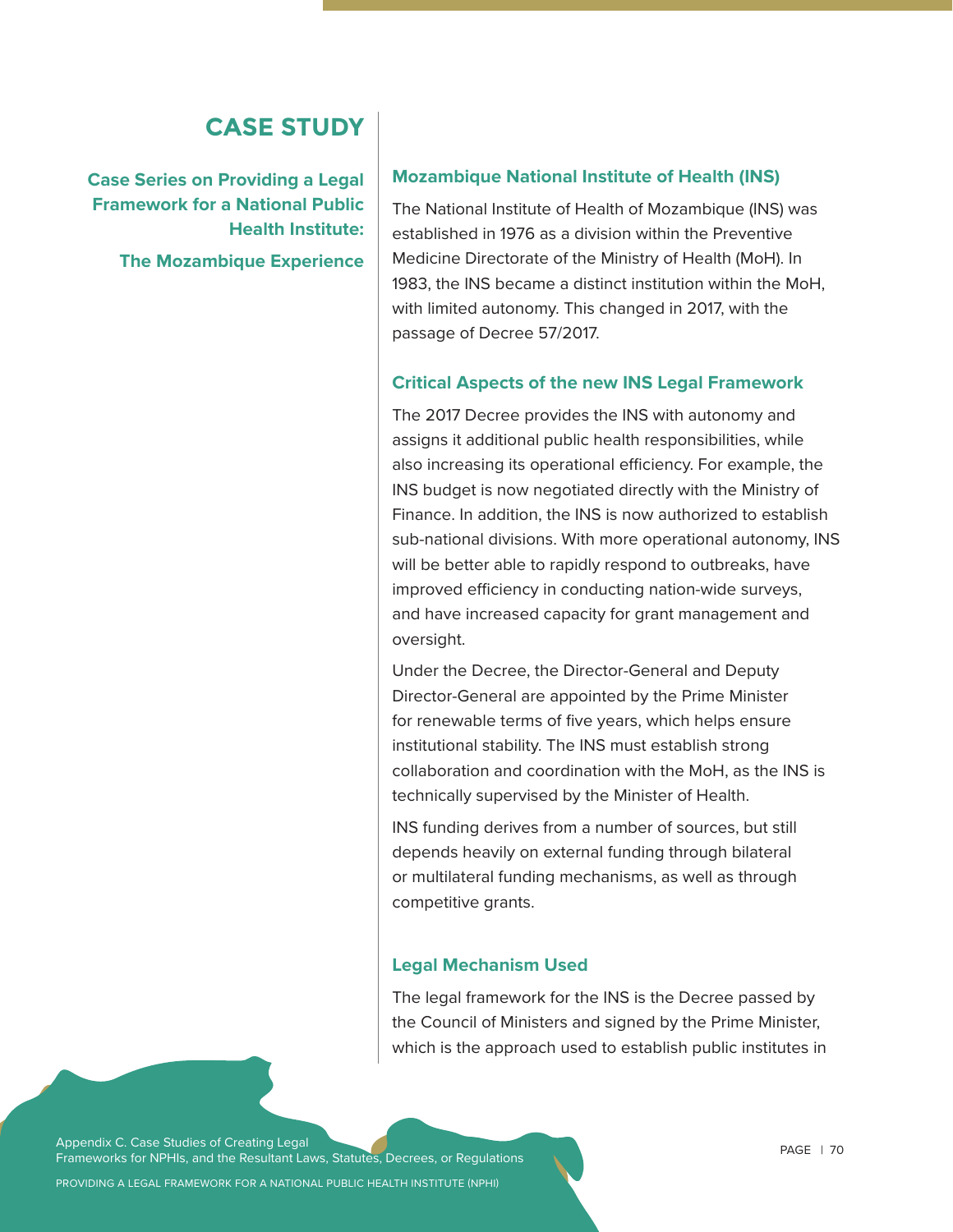# CASE STUDY

**Case Series on Providing a Legal Framework for a National Public Health Institute:**

**The Mozambique Experience**

## Mozambique National Institute of Health (INS)

The National Institute of Health of Mozambique (INS) was established in 1976 as a division within the Preventive Medicine Directorate of the Ministry of Health (MoH). In 1983, the INS became a distinct institution within the MoH, with limited autonomy. This changed in 2017, with the passage of Decree 57/2017.

## Critical Aspects of the new INS Legal Framework

The 2017 Decree provides the INS with autonomy and assigns it additional public health responsibilities, while also increasing its operational efficiency. For example, the INS budget is now negotiated directly with the Ministry of Finance. In addition, the INS is now authorized to establish sub-national divisions. With more operational autonomy, INS will be better able to rapidly respond to outbreaks, have improved efficiency in conducting nation-wide surveys, and have increased capacity for grant management and oversight.

Under the Decree, the Director-General and Deputy Director-General are appointed by the Prime Minister for renewable terms of five years, which helps ensure institutional stability. The INS must establish strong collaboration and coordination with the MoH, as the INS is technically supervised by the Minister of Health.

INS funding derives from a number of sources, but still depends heavily on external funding through bilateral or multilateral funding mechanisms, as well as through competitive grants.

## Legal Mechanism Used

The legal framework for the INS is the Decree passed by the Council of Ministers and signed by the Prime Minister, which is the approach used to establish public institutes in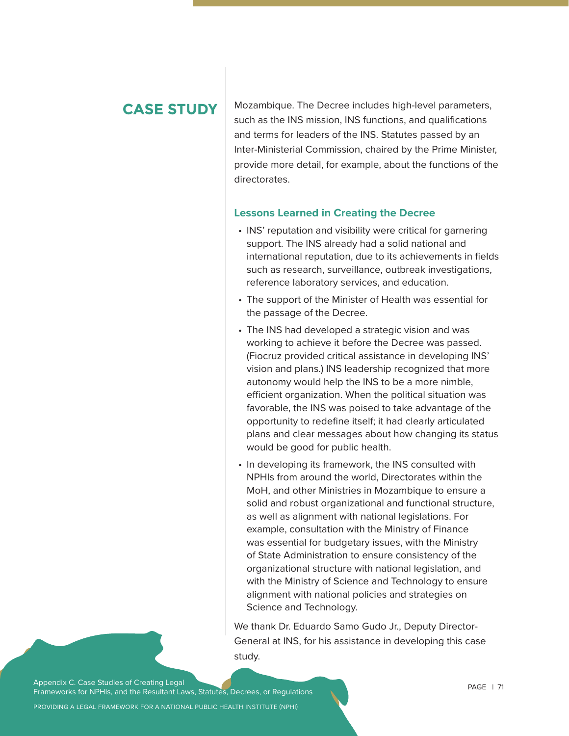## CASE STUDY

Mozambique. The Decree includes high-level parameters, such as the INS mission, INS functions, and qualifications and terms for leaders of the INS. Statutes passed by an Inter-Ministerial Commission, chaired by the Prime Minister, provide more detail, for example, about the functions of the directorates.

### Lessons Learned in Creating the Decree

- INS' reputation and visibility were critical for garnering support. The INS already had a solid national and international reputation, due to its achievements in fields such as research, surveillance, outbreak investigations, reference laboratory services, and education.
- The support of the Minister of Health was essential for the passage of the Decree.
- The INS had developed a strategic vision and was working to achieve it before the Decree was passed. (Fiocruz provided critical assistance in developing INS' vision and plans.) INS leadership recognized that more autonomy would help the INS to be a more nimble, efficient organization. When the political situation was favorable, the INS was poised to take advantage of the opportunity to redefine itself; it had clearly articulated plans and clear messages about how changing its status would be good for public health.
- In developing its framework, the INS consulted with NPHIs from around the world, Directorates within the MoH, and other Ministries in Mozambique to ensure a solid and robust organizational and functional structure, as well as alignment with national legislations. For example, consultation with the Ministry of Finance was essential for budgetary issues, with the Ministry of State Administration to ensure consistency of the organizational structure with national legislation, and with the Ministry of Science and Technology to ensure alignment with national policies and strategies on Science and Technology.

We thank Dr. Eduardo Samo Gudo Jr., Deputy Director-General at INS, for his assistance in developing this case study.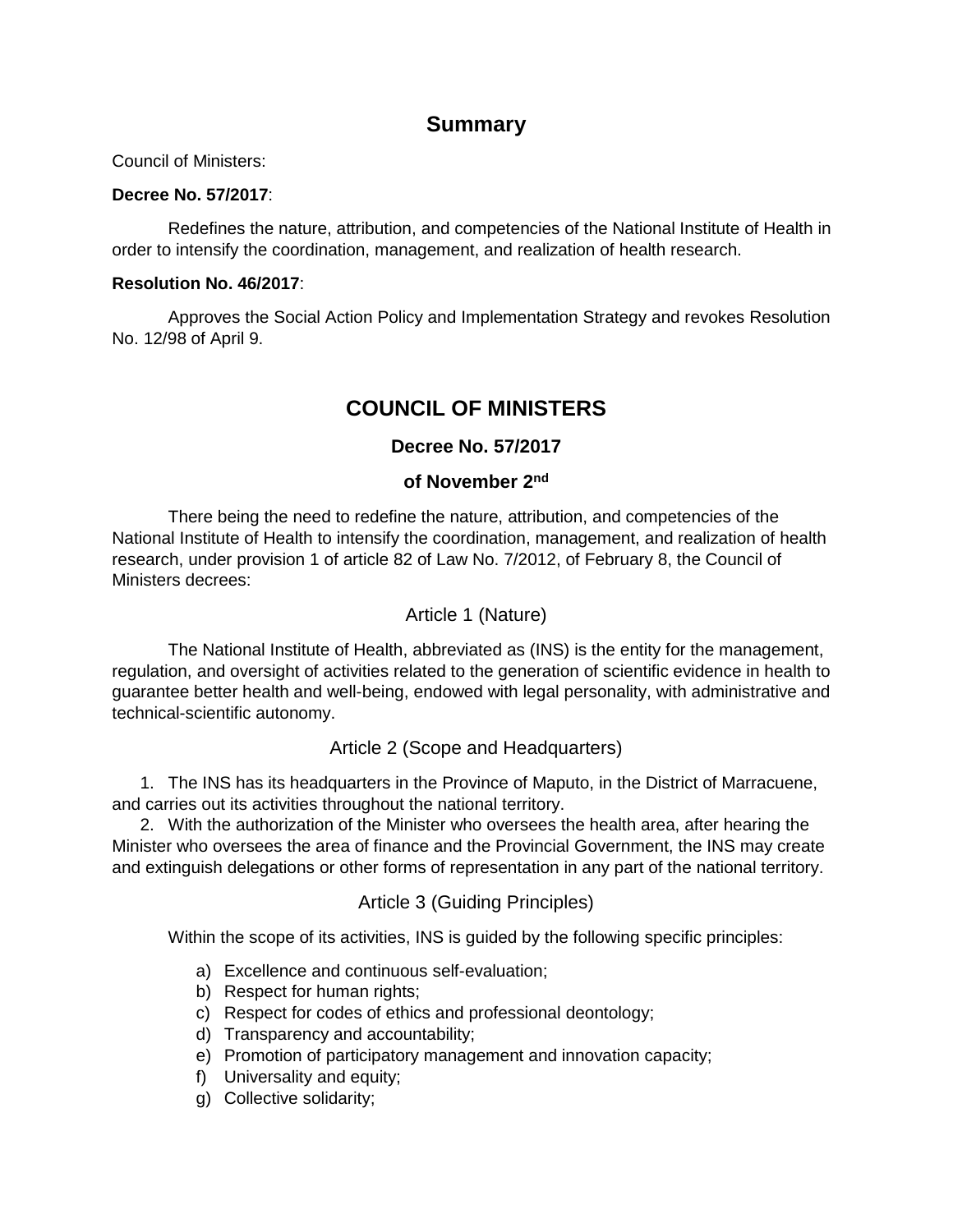## Summary

Council of Ministers:

**Decree No. 57/2017**:

Redefines the nature, attribution, and competencies of the National Institute of Health in order to intensify the coordination, management, and realization of health research.

**Resolution No. 46/2017**:

Approves the Social Action Policy and Implementation Strategy and revokes Resolution No. 12/98 of April 9.

## COUNCIL OF MINISTERS

### Decree No. 57/2017

### of November 2nd

There being the need to redefine the nature, attribution, and competencies of the National Institute of Health to intensify the coordination, management, and realization of health research, under provision 1 of article 82 of Law No. 7/2012, of February 8, the Council of Ministers decrees:

#### Article 1 (Nature)

The National Institute of Health, abbreviated as (INS) is the entity for the management, regulation, and oversight of activities related to the generation of scientific evidence in health to guarantee better health and well-being, endowed with legal personality, with administrative and technical-scientific autonomy.

#### Article 2 (Scope and Headquarters)

1. The INS has its headquarters in the Province of Maputo, in the District of Marracuene, and carries out its activities throughout the national territory.
2. With the authorization of the Minister who oversees the health area, after hearing the Minister who oversees the area of finance and the Provincial Government, the INS may create and extinguish delegations or other forms of representation in any part of the national territory.

#### Article 3 (Guiding Principles)

Within the scope of its activities, INS is guided by the following specific principles:

a) Excellence and continuous self-evaluation;
b) Respect for human rights;
c) Respect for codes of ethics and professional deontology;
d) Transparency and accountability;
e) Promotion of participatory management and innovation capacity;
f) Universality and equity;
g) Collective solidarity;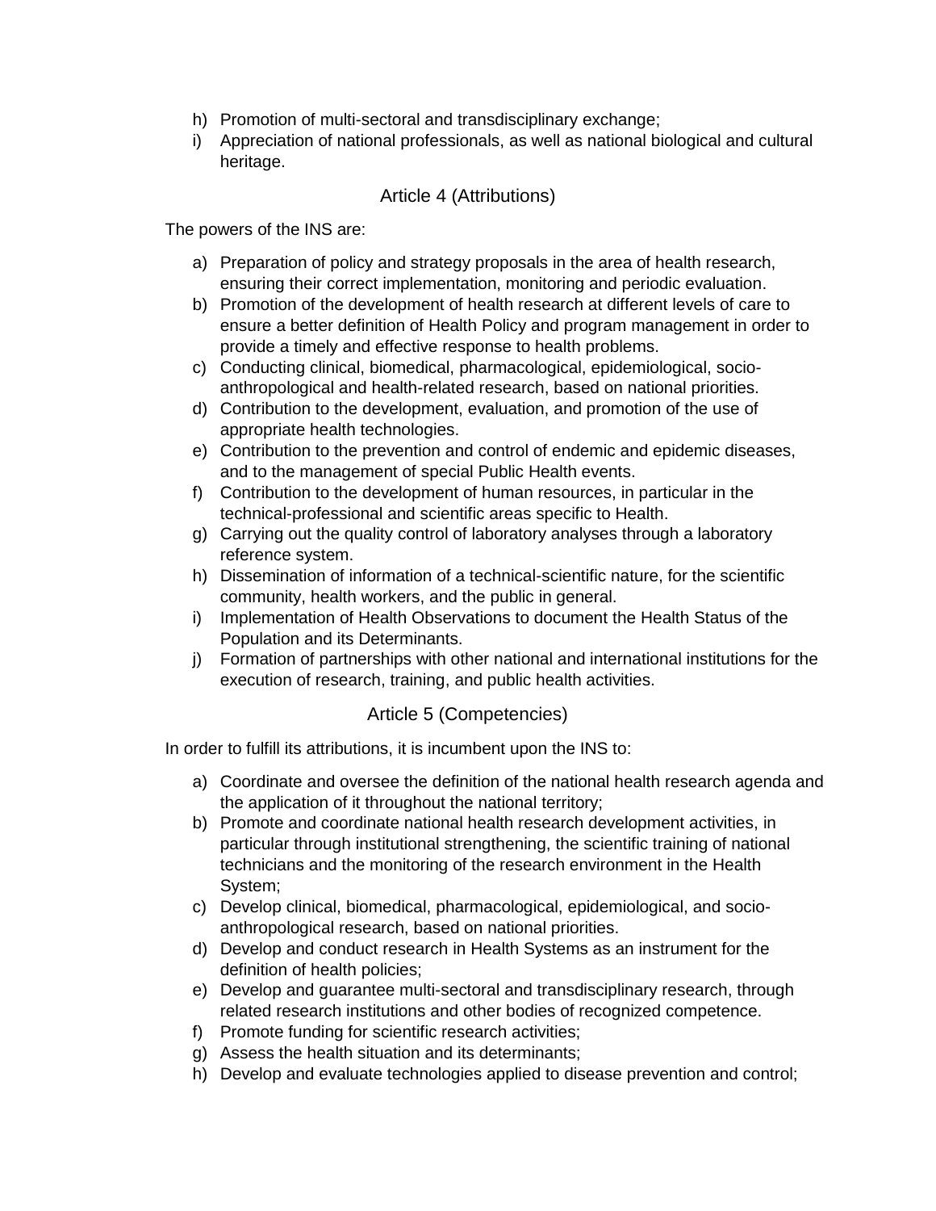h) Promotion of multi-sectoral and transdisciplinary exchange;
i) Appreciation of national professionals, as well as national biological and cultural heritage.

## Article 4 (Attributions)

The powers of the INS are:

a) Preparation of policy and strategy proposals in the area of health research, ensuring their correct implementation, monitoring and periodic evaluation.
b) Promotion of the development of health research at different levels of care to ensure a better definition of Health Policy and program management in order to provide a timely and effective response to health problems.
c) Conducting clinical, biomedical, pharmacological, epidemiological, socio-anthropological and health-related research, based on national priorities.
d) Contribution to the development, evaluation, and promotion of the use of appropriate health technologies.
e) Contribution to the prevention and control of endemic and epidemic diseases, and to the management of special Public Health events.
f) Contribution to the development of human resources, in particular in the technical-professional and scientific areas specific to Health.
g) Carrying out the quality control of laboratory analyses through a laboratory reference system.
h) Dissemination of information of a technical-scientific nature, for the scientific community, health workers, and the public in general.
i) Implementation of Health Observations to document the Health Status of the Population and its Determinants.
j) Formation of partnerships with other national and international institutions for the execution of research, training, and public health activities.

## Article 5 (Competencies)

In order to fulfill its attributions, it is incumbent upon the INS to:

a) Coordinate and oversee the definition of the national health research agenda and the application of it throughout the national territory;
b) Promote and coordinate national health research development activities, in particular through institutional strengthening, the scientific training of national technicians and the monitoring of the research environment in the Health System;
c) Develop clinical, biomedical, pharmacological, epidemiological, and socio-anthropological research, based on national priorities.
d) Develop and conduct research in Health Systems as an instrument for the definition of health policies;
e) Develop and guarantee multi-sectoral and transdisciplinary research, through related research institutions and other bodies of recognized competence.
f) Promote funding for scientific research activities;
g) Assess the health situation and its determinants;
h) Develop and evaluate technologies applied to disease prevention and control;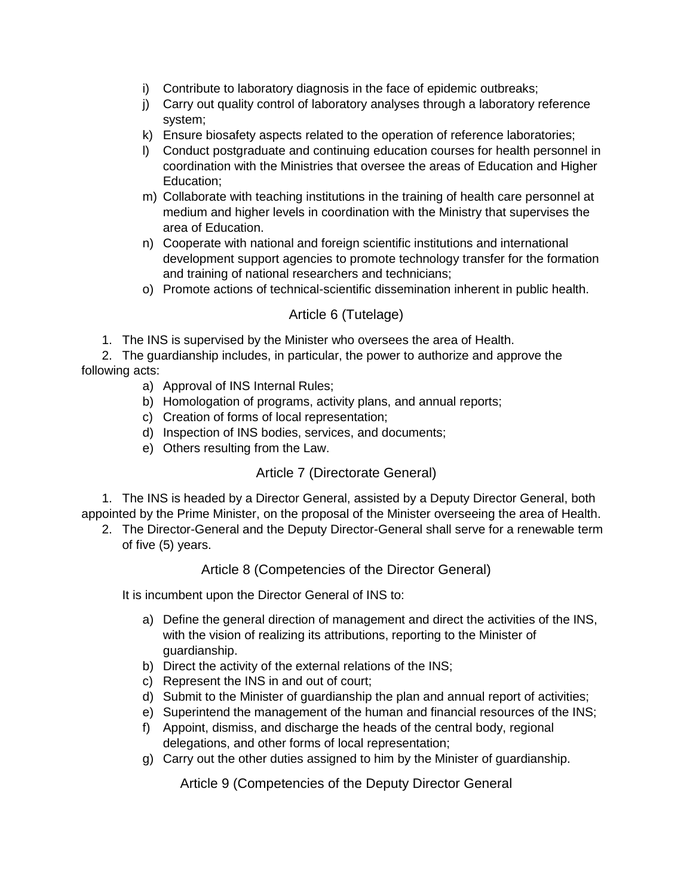i) Contribute to laboratory diagnosis in the face of epidemic outbreaks;
j) Carry out quality control of laboratory analyses through a laboratory reference system;
k) Ensure biosafety aspects related to the operation of reference laboratories;
l) Conduct postgraduate and continuing education courses for health personnel in coordination with the Ministries that oversee the areas of Education and Higher Education;
m) Collaborate with teaching institutions in the training of health care personnel at medium and higher levels in coordination with the Ministry that supervises the area of Education.
n) Cooperate with national and foreign scientific institutions and international development support agencies to promote technology transfer for the formation and training of national researchers and technicians;
o) Promote actions of technical-scientific dissemination inherent in public health.

## Article 6 (Tutelage)

1. The INS is supervised by the Minister who oversees the area of Health.
2. The guardianship includes, in particular, the power to authorize and approve the following acts:
   a) Approval of INS Internal Rules;
   b) Homologation of programs, activity plans, and annual reports;
   c) Creation of forms of local representation;
   d) Inspection of INS bodies, services, and documents;
   e) Others resulting from the Law.

## Article 7 (Directorate General)

1. The INS is headed by a Director General, assisted by a Deputy Director General, both appointed by the Prime Minister, on the proposal of the Minister overseeing the area of Health.
2. The Director-General and the Deputy Director-General shall serve for a renewable term of five (5) years.

## Article 8 (Competencies of the Director General)

It is incumbent upon the Director General of INS to:

a) Define the general direction of management and direct the activities of the INS, with the vision of realizing its attributions, reporting to the Minister of guardianship.
b) Direct the activity of the external relations of the INS;
c) Represent the INS in and out of court;
d) Submit to the Minister of guardianship the plan and annual report of activities;
e) Superintend the management of the human and financial resources of the INS;
f) Appoint, dismiss, and discharge the heads of the central body, regional delegations, and other forms of local representation;
g) Carry out the other duties assigned to him by the Minister of guardianship.

## Article 9 (Competencies of the Deputy Director General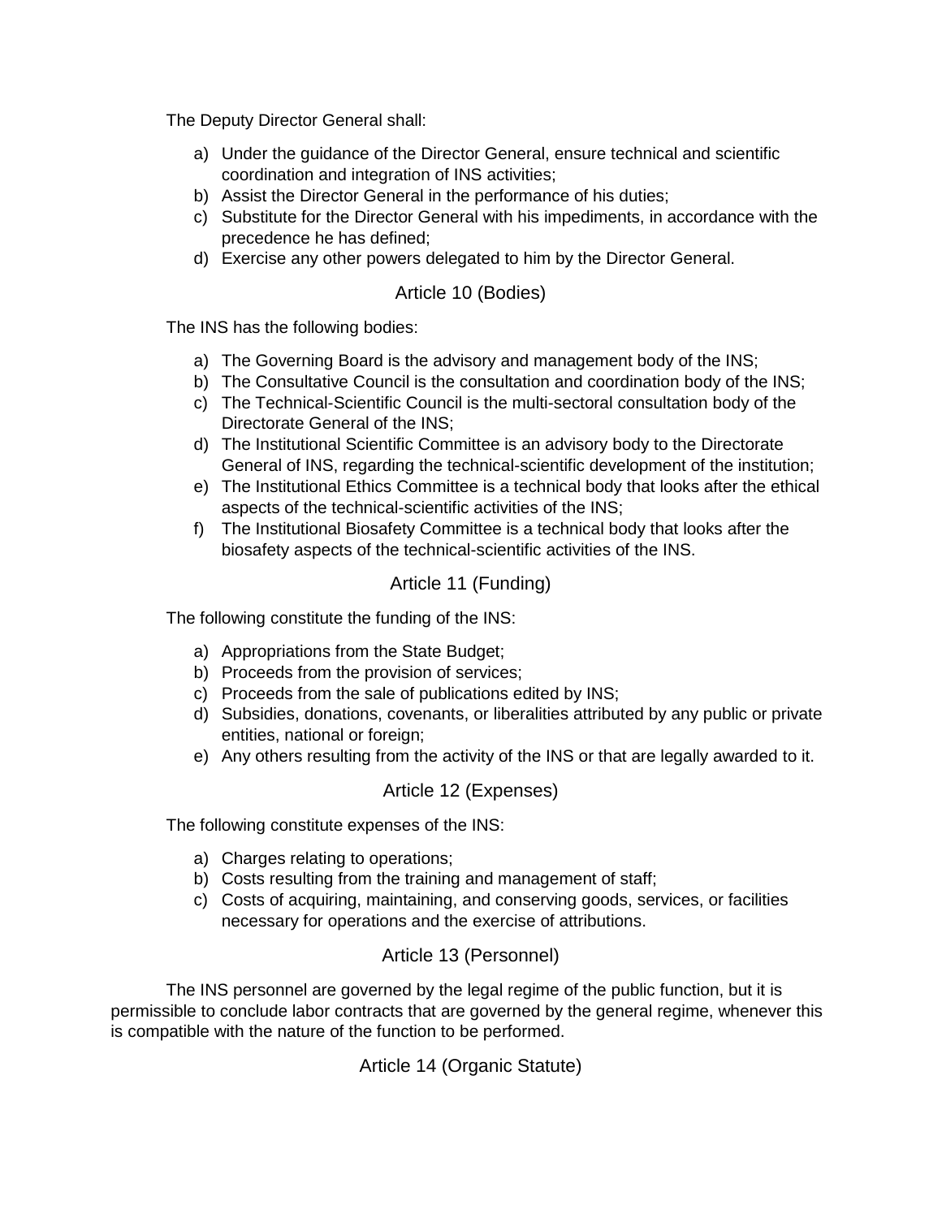The Deputy Director General shall:

a) Under the guidance of the Director General, ensure technical and scientific coordination and integration of INS activities;
b) Assist the Director General in the performance of his duties;
c) Substitute for the Director General with his impediments, in accordance with the precedence he has defined;
d) Exercise any other powers delegated to him by the Director General.

## Article 10 (Bodies)

The INS has the following bodies:

a) The Governing Board is the advisory and management body of the INS;
b) The Consultative Council is the consultation and coordination body of the INS;
c) The Technical-Scientific Council is the multi-sectoral consultation body of the Directorate General of the INS;
d) The Institutional Scientific Committee is an advisory body to the Directorate General of INS, regarding the technical-scientific development of the institution;
e) The Institutional Ethics Committee is a technical body that looks after the ethical aspects of the technical-scientific activities of the INS;
f) The Institutional Biosafety Committee is a technical body that looks after the biosafety aspects of the technical-scientific activities of the INS.

## Article 11 (Funding)

The following constitute the funding of the INS:

a) Appropriations from the State Budget;
b) Proceeds from the provision of services;
c) Proceeds from the sale of publications edited by INS;
d) Subsidies, donations, covenants, or liberalities attributed by any public or private entities, national or foreign;
e) Any others resulting from the activity of the INS or that are legally awarded to it.

## Article 12 (Expenses)

The following constitute expenses of the INS:

a) Charges relating to operations;
b) Costs resulting from the training and management of staff;
c) Costs of acquiring, maintaining, and conserving goods, services, or facilities necessary for operations and the exercise of attributions.

## Article 13 (Personnel)

The INS personnel are governed by the legal regime of the public function, but it is permissible to conclude labor contracts that are governed by the general regime, whenever this is compatible with the nature of the function to be performed.

## Article 14 (Organic Statute)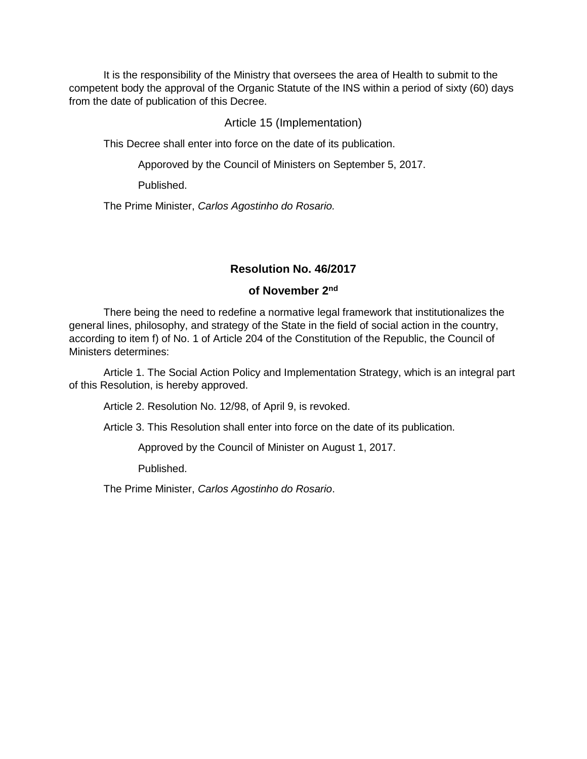It is the responsibility of the Ministry that oversees the area of Health to submit to the competent body the approval of the Organic Statute of the INS within a period of sixty (60) days from the date of publication of this Decree.

Article 15 (Implementation)

This Decree shall enter into force on the date of its publication.

Apporoved by the Council of Ministers on September 5, 2017.

Published.

The Prime Minister, *Carlos Agostinho do Rosario.*

## Resolution No. 46/2017

### of November 2nd

There being the need to redefine a normative legal framework that institutionalizes the general lines, philosophy, and strategy of the State in the field of social action in the country, according to item f) of No. 1 of Article 204 of the Constitution of the Republic, the Council of Ministers determines:

Article 1. The Social Action Policy and Implementation Strategy, which is an integral part of this Resolution, is hereby approved.

Article 2. Resolution No. 12/98, of April 9, is revoked.

Article 3. This Resolution shall enter into force on the date of its publication.

Approved by the Council of Minister on August 1, 2017.

Published.

The Prime Minister, *Carlos Agostinho do Rosario*.